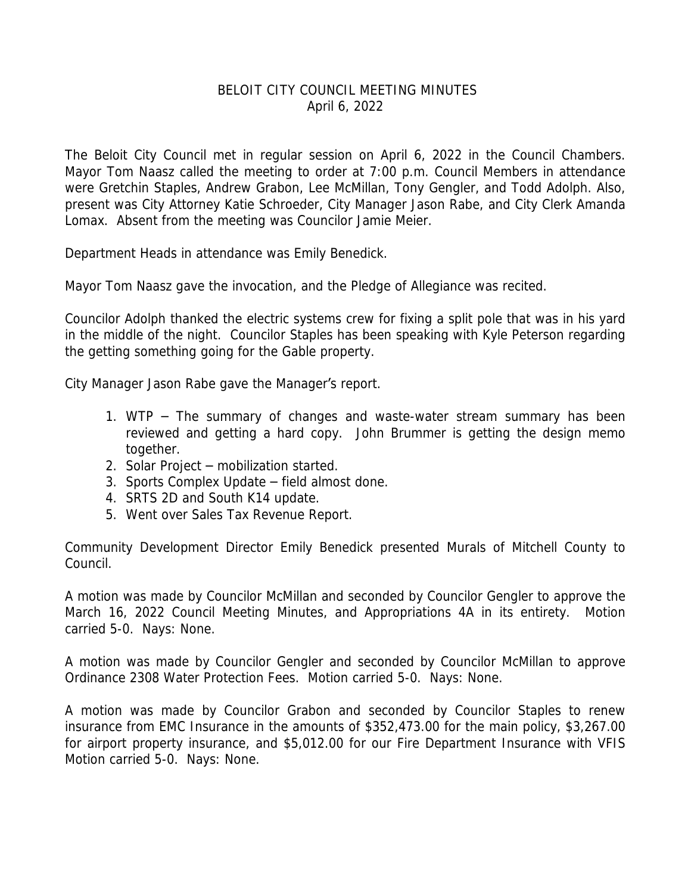# BELOIT CITY COUNCIL MEETING MINUTES

April 6, 2022

The Beloit City Council met in regular session on April 6, 2022 in the Council Chambers. Mayor Tom Naasz called the meeting to order at 7:00 p.m. Council Members in attendance were Gretchin Staples, Andrew Grabon, Lee McMillan, Tony Gengler, and Todd Adolph. Also, present was City Attorney Katie Schroeder, City Manager Jason Rabe, and City Clerk Amanda Lomax. Absent from the meeting was Councilor Jamie Meier.

Department Heads in attendance was Emily Benedick.

Mayor Tom Naasz gave the invocation, and the Pledge of Allegiance was recited.

Councilor Adolph thanked the electric systems crew for fixing a split pole that was in his yard in the middle of the night. Councilor Staples has been speaking with Kyle Peterson regarding the getting something going for the Gable property.

City Manager Jason Rabe gave the Manager's report.

1. WTP – The summary of changes and waste-water stream summary has been reviewed and getting a hard copy. John Brummer is getting the design memo together.
2. Solar Project – mobilization started.
3. Sports Complex Update – field almost done.
4. SRTS 2D and South K14 update.
5. Went over Sales Tax Revenue Report.

Community Development Director Emily Benedick presented Murals of Mitchell County to Council.

A motion was made by Councilor McMillan and seconded by Councilor Gengler to approve the March 16, 2022 Council Meeting Minutes, and Appropriations 4A in its entirety. Motion carried 5-0. Nays: None.

A motion was made by Councilor Gengler and seconded by Councilor McMillan to approve Ordinance 2308 Water Protection Fees. Motion carried 5-0. Nays: None.

A motion was made by Councilor Grabon and seconded by Councilor Staples to renew insurance from EMC Insurance in the amounts of $352,473.00 for the main policy, $3,267.00 for airport property insurance, and $5,012.00 for our Fire Department Insurance with VFIS Motion carried 5-0. Nays: None.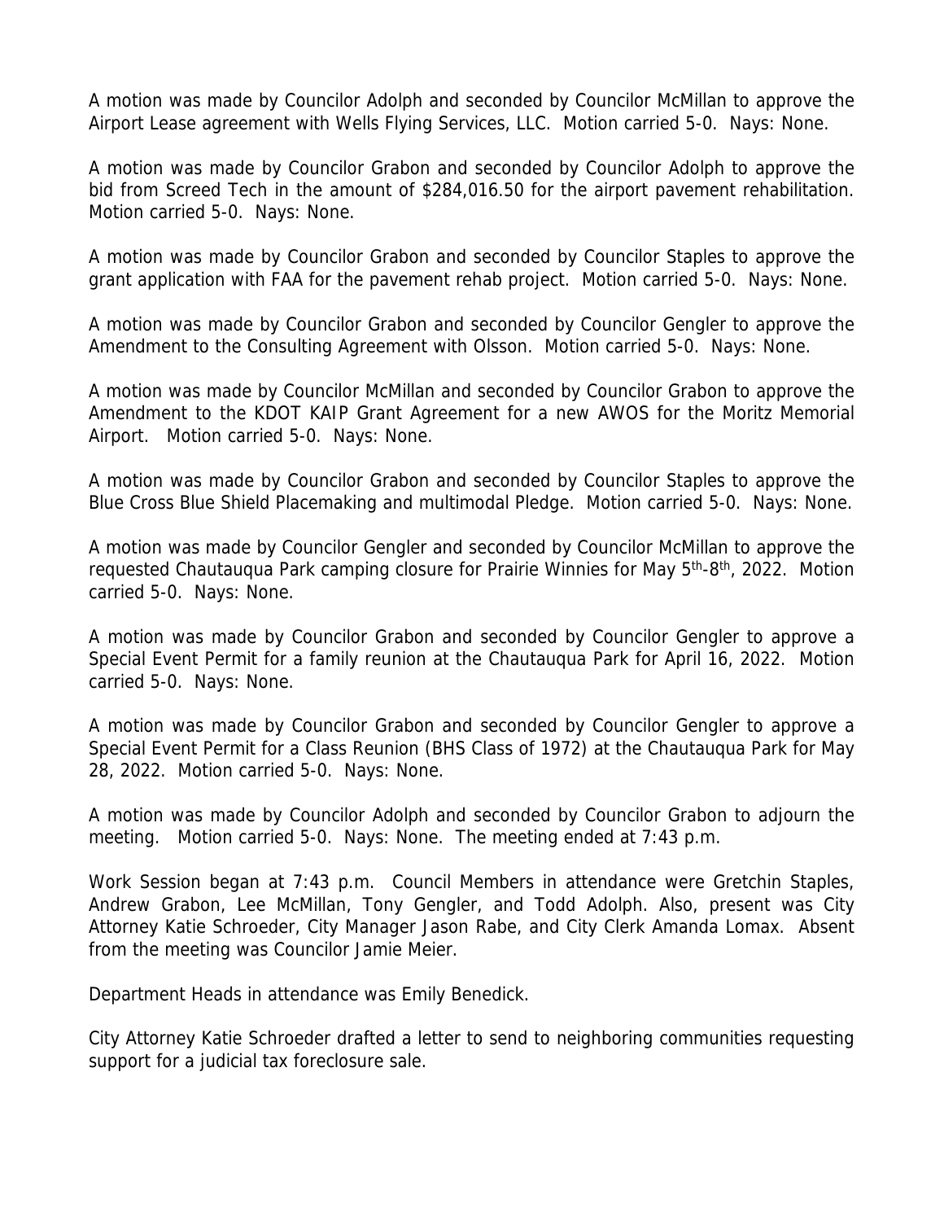A motion was made by Councilor Adolph and seconded by Councilor McMillan to approve the Airport Lease agreement with Wells Flying Services, LLC. Motion carried 5-0. Nays: None.

A motion was made by Councilor Grabon and seconded by Councilor Adolph to approve the bid from Screed Tech in the amount of $284,016.50 for the airport pavement rehabilitation. Motion carried 5-0. Nays: None.

A motion was made by Councilor Grabon and seconded by Councilor Staples to approve the grant application with FAA for the pavement rehab project. Motion carried 5-0. Nays: None.

A motion was made by Councilor Grabon and seconded by Councilor Gengler to approve the Amendment to the Consulting Agreement with Olsson. Motion carried 5-0. Nays: None.

A motion was made by Councilor McMillan and seconded by Councilor Grabon to approve the Amendment to the KDOT KAIP Grant Agreement for a new AWOS for the Moritz Memorial Airport. Motion carried 5-0. Nays: None.

A motion was made by Councilor Grabon and seconded by Councilor Staples to approve the Blue Cross Blue Shield Placemaking and multimodal Pledge. Motion carried 5-0. Nays: None.

A motion was made by Councilor Gengler and seconded by Councilor McMillan to approve the requested Chautauqua Park camping closure for Prairie Winnies for May 5th-8th, 2022. Motion carried 5-0. Nays: None.

A motion was made by Councilor Grabon and seconded by Councilor Gengler to approve a Special Event Permit for a family reunion at the Chautauqua Park for April 16, 2022. Motion carried 5-0. Nays: None.

A motion was made by Councilor Grabon and seconded by Councilor Gengler to approve a Special Event Permit for a Class Reunion (BHS Class of 1972) at the Chautauqua Park for May 28, 2022. Motion carried 5-0. Nays: None.

A motion was made by Councilor Adolph and seconded by Councilor Grabon to adjourn the meeting. Motion carried 5-0. Nays: None. The meeting ended at 7:43 p.m.

Work Session began at 7:43 p.m. Council Members in attendance were Gretchin Staples, Andrew Grabon, Lee McMillan, Tony Gengler, and Todd Adolph. Also, present was City Attorney Katie Schroeder, City Manager Jason Rabe, and City Clerk Amanda Lomax. Absent from the meeting was Councilor Jamie Meier.

Department Heads in attendance was Emily Benedick.

City Attorney Katie Schroeder drafted a letter to send to neighboring communities requesting support for a judicial tax foreclosure sale.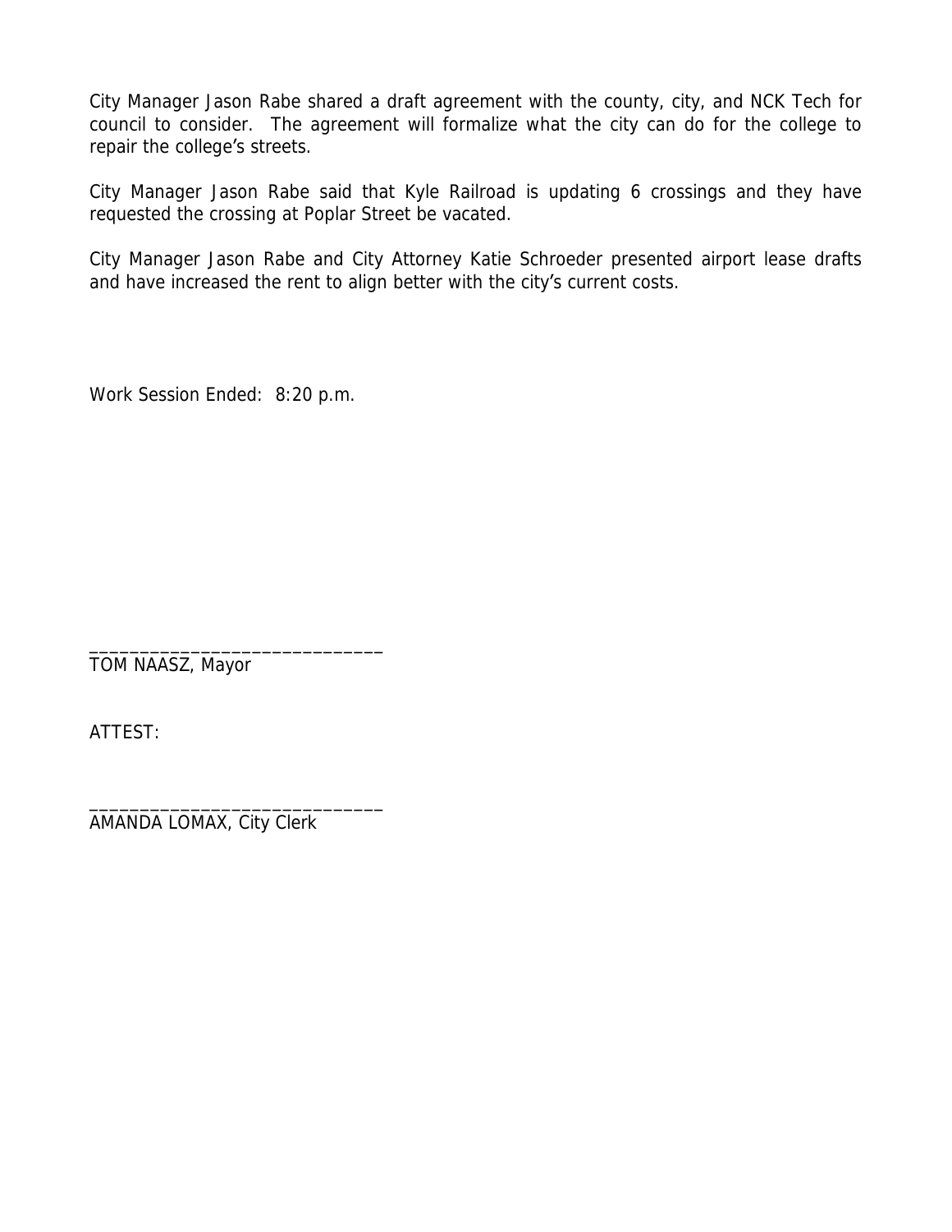City Manager Jason Rabe shared a draft agreement with the county, city, and NCK Tech for council to consider. The agreement will formalize what the city can do for the college to repair the college's streets.

City Manager Jason Rabe said that Kyle Railroad is updating 6 crossings and they have requested the crossing at Poplar Street be vacated.

City Manager Jason Rabe and City Attorney Katie Schroeder presented airport lease drafts and have increased the rent to align better with the city's current costs.

Work Session Ended: 8:20 p.m.

______________________________
TOM NAASZ, Mayor

ATTEST:

______________________________
AMANDA LOMAX, City Clerk